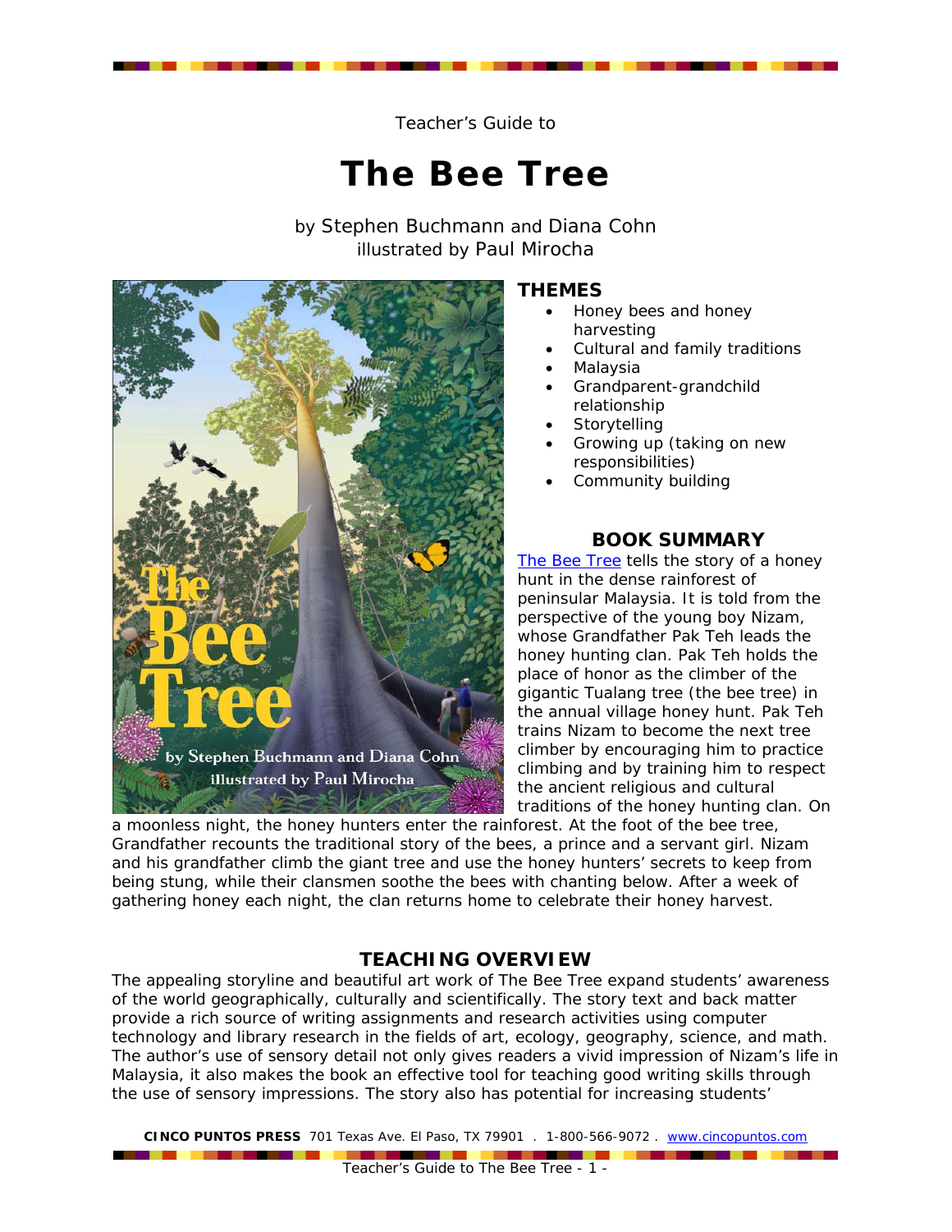Teacher's Guide to

# The Bee Tree

by Stephen Buchmann and Diana Cohn
illustrated by Paul Mirocha

## THEMES

- Honey bees and honey harvesting
- Cultural and family traditions
- Malaysia
- Grandparent-grandchild relationship
- Storytelling
- Growing up (taking on new responsibilities)
- Community building

## BOOK SUMMARY

The Bee Tree tells the story of a honey hunt in the dense rainforest of peninsular Malaysia. It is told from the perspective of the young boy Nizam, whose Grandfather Pak Teh leads the honey hunting clan. Pak Teh holds the place of honor as the climber of the gigantic Tualang tree (the bee tree) in the annual village honey hunt. Pak Teh trains Nizam to become the next tree climber by encouraging him to practice climbing and by training him to respect the ancient religious and cultural traditions of the honey hunting clan. On a moonless night, the honey hunters enter the rainforest. At the foot of the bee tree, Grandfather recounts the traditional story of the bees, a prince and a servant girl. Nizam and his grandfather climb the giant tree and use the honey hunters' secrets to keep from being stung, while their clansmen soothe the bees with chanting below. After a week of gathering honey each night, the clan returns home to celebrate their honey harvest.

## TEACHING OVERVIEW

The appealing storyline and beautiful art work of The Bee Tree expand students' awareness of the world geographically, culturally and scientifically. The story text and back matter provide a rich source of writing assignments and research activities using computer technology and library research in the fields of art, ecology, geography, science, and math. The author's use of sensory detail not only gives readers a vivid impression of Nizam's life in Malaysia, it also makes the book an effective tool for teaching good writing skills through the use of sensory impressions. The story also has potential for increasing students'

**CINCO PUNTOS PRESS** 701 Texas Ave. El Paso, TX 79901 . 1-800-566-9072 . www.cincopuntos.com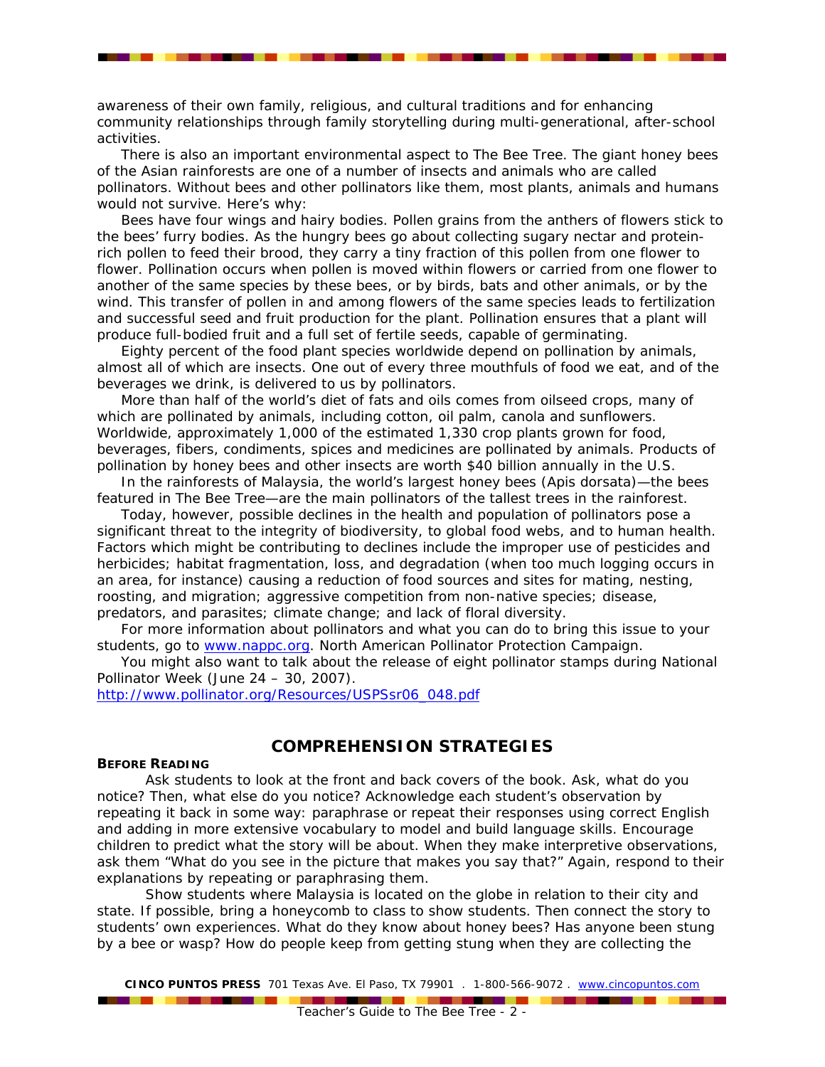awareness of their own family, religious, and cultural traditions and for enhancing community relationships through family storytelling during multi-generational, after-school activities.

There is also an important environmental aspect to The Bee Tree. The giant honey bees of the Asian rainforests are one of a number of insects and animals who are called pollinators. Without bees and other pollinators like them, most plants, animals and humans would not survive. Here's why:

Bees have four wings and hairy bodies. Pollen grains from the anthers of flowers stick to the bees' furry bodies. As the hungry bees go about collecting sugary nectar and protein-rich pollen to feed their brood, they carry a tiny fraction of this pollen from one flower to flower. Pollination occurs when pollen is moved within flowers or carried from one flower to another of the same species by these bees, or by birds, bats and other animals, or by the wind. This transfer of pollen in and among flowers of the same species leads to fertilization and successful seed and fruit production for the plant. Pollination ensures that a plant will produce full-bodied fruit and a full set of fertile seeds, capable of germinating.

Eighty percent of the food plant species worldwide depend on pollination by animals, almost all of which are insects. One out of every three mouthfuls of food we eat, and of the beverages we drink, is delivered to us by pollinators.

More than half of the world's diet of fats and oils comes from oilseed crops, many of which are pollinated by animals, including cotton, oil palm, canola and sunflowers. Worldwide, approximately 1,000 of the estimated 1,330 crop plants grown for food, beverages, fibers, condiments, spices and medicines are pollinated by animals. Products of pollination by honey bees and other insects are worth $40 billion annually in the U.S.

In the rainforests of Malaysia, the world's largest honey bees (Apis dorsata)—the bees featured in The Bee Tree—are the main pollinators of the tallest trees in the rainforest.

Today, however, possible declines in the health and population of pollinators pose a significant threat to the integrity of biodiversity, to global food webs, and to human health. Factors which might be contributing to declines include the improper use of pesticides and herbicides; habitat fragmentation, loss, and degradation (when too much logging occurs in an area, for instance) causing a reduction of food sources and sites for mating, nesting, roosting, and migration; aggressive competition from non-native species; disease, predators, and parasites; climate change; and lack of floral diversity.

For more information about pollinators and what you can do to bring this issue to your students, go to [www.nappc.org](http://www.nappc.org). North American Pollinator Protection Campaign.

You might also want to talk about the release of eight pollinator stamps during National Pollinator Week (June 24 – 30, 2007).
[http://www.pollinator.org/Resources/USPSsr06_048.pdf](http://www.pollinator.org/Resources/USPSsr06_048.pdf)

## COMPREHENSION STRATEGIES

**BEFORE READING**

Ask students to look at the front and back covers of the book. Ask, what do you notice? Then, what else do you notice? Acknowledge each student's observation by repeating it back in some way: paraphrase or repeat their responses using correct English and adding in more extensive vocabulary to model and build language skills. Encourage children to predict what the story will be about. When they make interpretive observations, ask them "What do you see in the picture that makes you say that?" Again, respond to their explanations by repeating or paraphrasing them.

Show students where Malaysia is located on the globe in relation to their city and state. If possible, bring a honeycomb to class to show students. Then connect the story to students' own experiences. What do they know about honey bees? Has anyone been stung by a bee or wasp? How do people keep from getting stung when they are collecting the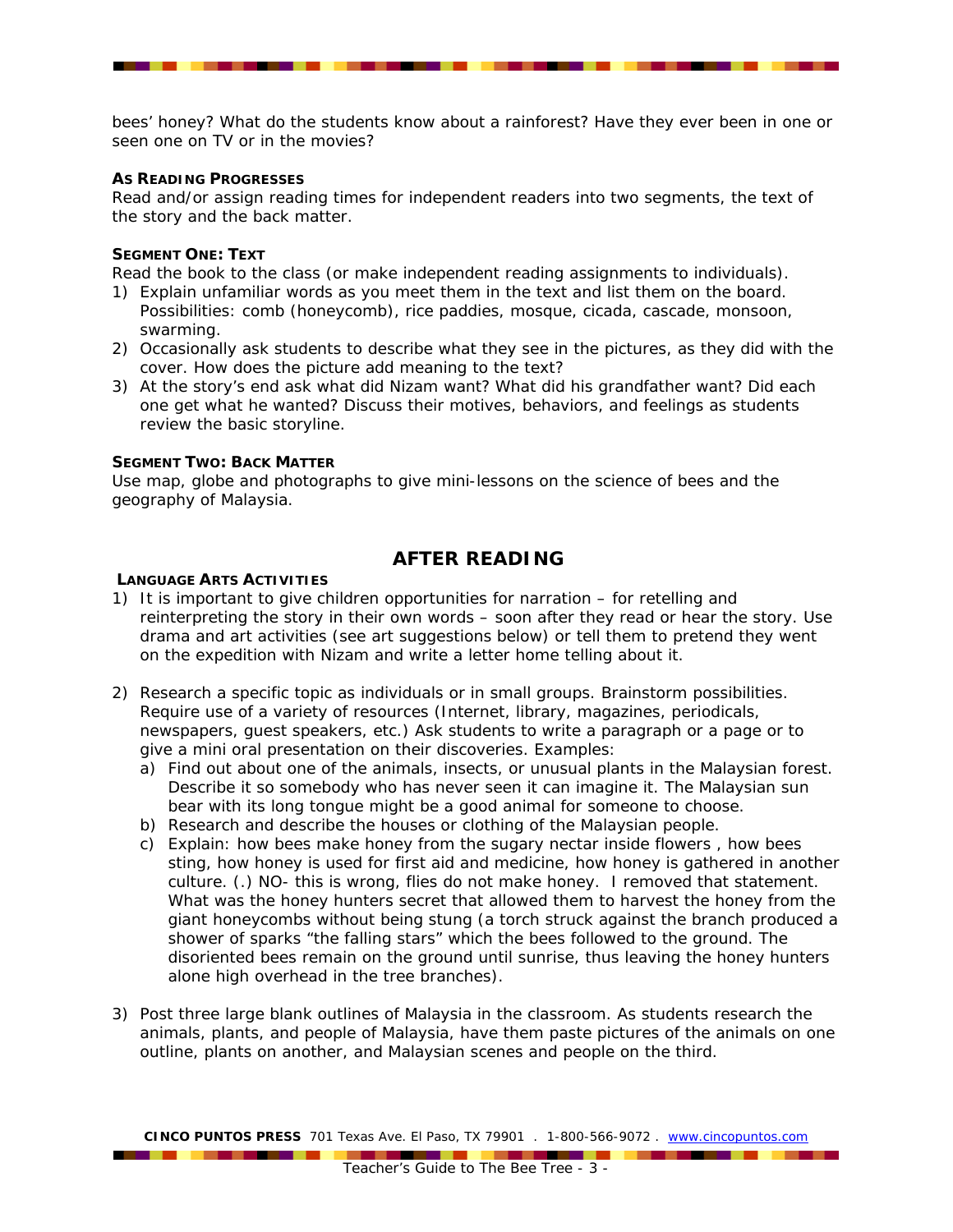bees' honey? What do the students know about a rainforest? Have they ever been in one or seen one on TV or in the movies?

**AS READING PROGRESSES**

Read and/or assign reading times for independent readers into two segments, the text of the story and the back matter.

**SEGMENT ONE: TEXT**

Read the book to the class (or make independent reading assignments to individuals).

1) Explain unfamiliar words as you meet them in the text and list them on the board. Possibilities: comb (honeycomb), rice paddies, mosque, cicada, cascade, monsoon, swarming.
2) Occasionally ask students to describe what they see in the pictures, as they did with the cover. How does the picture add meaning to the text?
3) At the story's end ask what did Nizam want? What did his grandfather want? Did each one get what he wanted? Discuss their motives, behaviors, and feelings as students review the basic storyline.

**SEGMENT TWO: BACK MATTER**

Use map, globe and photographs to give mini-lessons on the science of bees and the geography of Malaysia.

## AFTER READING

**LANGUAGE ARTS ACTIVITIES**

1) It is important to give children opportunities for narration – for retelling and reinterpreting the story in their own words – soon after they read or hear the story. Use drama and art activities (see art suggestions below) or tell them to pretend they went on the expedition with Nizam and write a letter home telling about it.

2) Research a specific topic as individuals or in small groups. Brainstorm possibilities. Require use of a variety of resources (Internet, library, magazines, periodicals, newspapers, guest speakers, etc.) Ask students to write a paragraph or a page or to give a mini oral presentation on their discoveries. Examples:
   a) Find out about one of the animals, insects, or unusual plants in the Malaysian forest. Describe it so somebody who has never seen it can imagine it. The Malaysian sun bear with its long tongue might be a good animal for someone to choose.
   b) Research and describe the houses or clothing of the Malaysian people.
   c) Explain: how bees make honey from the sugary nectar inside flowers , how bees sting, how honey is used for first aid and medicine, how honey is gathered in another culture. (.) NO- this is wrong, flies do not make honey. I removed that statement. What was the honey hunters secret that allowed them to harvest the honey from the giant honeycombs without being stung (a torch struck against the branch produced a shower of sparks "the falling stars" which the bees followed to the ground. The disoriented bees remain on the ground until sunrise, thus leaving the honey hunters alone high overhead in the tree branches).

3) Post three large blank outlines of Malaysia in the classroom. As students research the animals, plants, and people of Malaysia, have them paste pictures of the animals on one outline, plants on another, and Malaysian scenes and people on the third.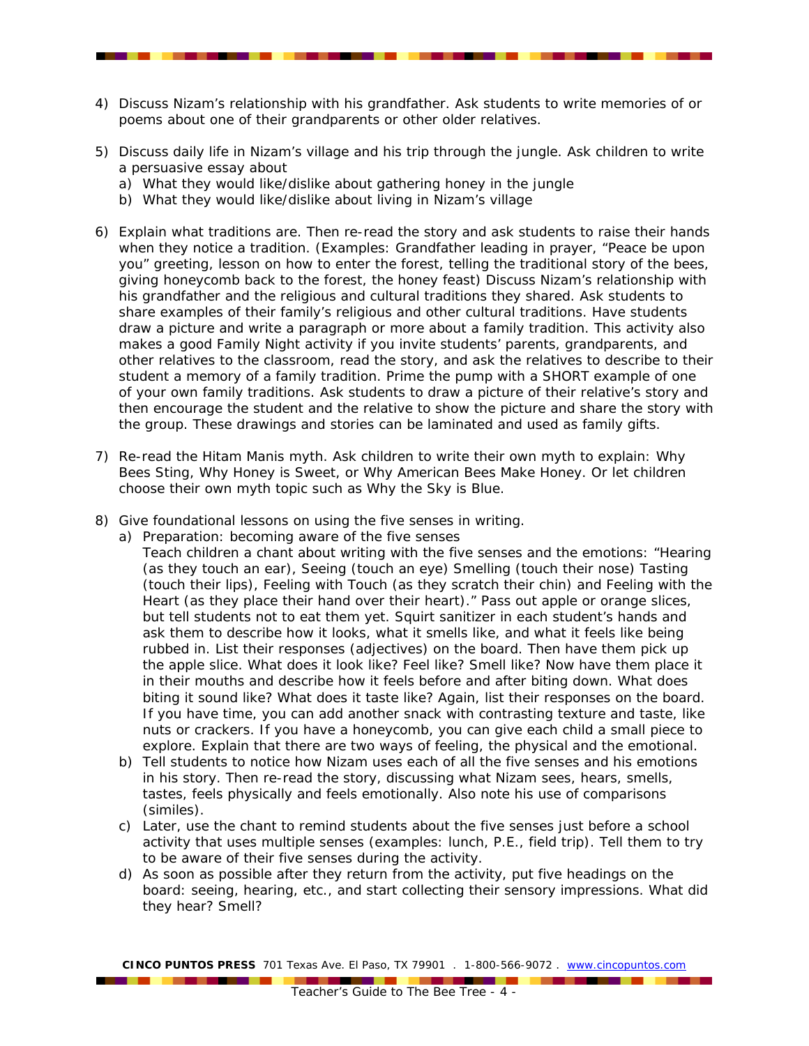4) Discuss Nizam's relationship with his grandfather. Ask students to write memories of or poems about one of their grandparents or other older relatives.

5) Discuss daily life in Nizam's village and his trip through the jungle. Ask children to write a persuasive essay about
   a) What they would like/dislike about gathering honey in the jungle
   b) What they would like/dislike about living in Nizam's village

6) Explain what traditions are. Then re-read the story and ask students to raise their hands when they notice a tradition. (Examples: Grandfather leading in prayer, "Peace be upon you" greeting, lesson on how to enter the forest, telling the traditional story of the bees, giving honeycomb back to the forest, the honey feast) Discuss Nizam's relationship with his grandfather and the religious and cultural traditions they shared. Ask students to share examples of their family's religious and other cultural traditions. Have students draw a picture and write a paragraph or more about a family tradition. This activity also makes a good Family Night activity if you invite students' parents, grandparents, and other relatives to the classroom, read the story, and ask the relatives to describe to their student a memory of a family tradition. Prime the pump with a SHORT example of one of your own family traditions. Ask students to draw a picture of their relative's story and then encourage the student and the relative to show the picture and share the story with the group. These drawings and stories can be laminated and used as family gifts.

7) Re-read the Hitam Manis myth. Ask children to write their own myth to explain: Why Bees Sting, Why Honey is Sweet, or Why American Bees Make Honey. Or let children choose their own myth topic such as Why the Sky is Blue.

8) Give foundational lessons on using the five senses in writing.
   a) Preparation: becoming aware of the five senses
      Teach children a chant about writing with the five senses and the emotions: "Hearing (as they touch an ear), Seeing (touch an eye) Smelling (touch their nose) Tasting (touch their lips), Feeling with Touch (as they scratch their chin) and Feeling with the Heart (as they place their hand over their heart)." Pass out apple or orange slices, but tell students not to eat them yet. Squirt sanitizer in each student's hands and ask them to describe how it looks, what it smells like, and what it feels like being rubbed in. List their responses (adjectives) on the board. Then have them pick up the apple slice. What does it look like? Feel like? Smell like? Now have them place it in their mouths and describe how it feels before and after biting down. What does biting it sound like? What does it taste like? Again, list their responses on the board. If you have time, you can add another snack with contrasting texture and taste, like nuts or crackers. If you have a honeycomb, you can give each child a small piece to explore. Explain that there are two ways of feeling, the physical and the emotional.
   b) Tell students to notice how Nizam uses each of all the five senses and his emotions in his story. Then re-read the story, discussing what Nizam sees, hears, smells, tastes, feels physically and feels emotionally. Also note his use of comparisons (similes).
   c) Later, use the chant to remind students about the five senses just before a school activity that uses multiple senses (examples: lunch, P.E., field trip). Tell them to try to be aware of their five senses during the activity.
   d) As soon as possible after they return from the activity, put five headings on the board: seeing, hearing, etc., and start collecting their sensory impressions. What did they hear? Smell?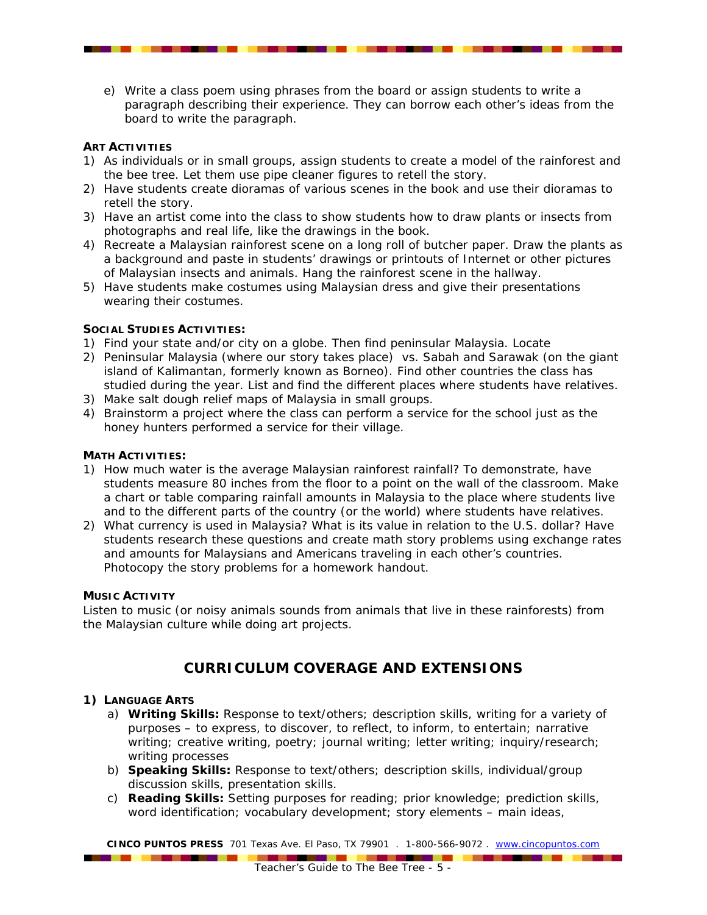e) Write a class poem using phrases from the board or assign students to write a paragraph describing their experience. They can borrow each other's ideas from the board to write the paragraph.

**ART ACTIVITIES**

1) As individuals or in small groups, assign students to create a model of the rainforest and the bee tree. Let them use pipe cleaner figures to retell the story.
2) Have students create dioramas of various scenes in the book and use their dioramas to retell the story.
3) Have an artist come into the class to show students how to draw plants or insects from photographs and real life, like the drawings in the book.
4) Recreate a Malaysian rainforest scene on a long roll of butcher paper. Draw the plants as a background and paste in students' drawings or printouts of Internet or other pictures of Malaysian insects and animals. Hang the rainforest scene in the hallway.
5) Have students make costumes using Malaysian dress and give their presentations wearing their costumes.

**SOCIAL STUDIES ACTIVITIES:**

1) Find your state and/or city on a globe. Then find peninsular Malaysia. Locate
2) Peninsular Malaysia (where our story takes place) vs. Sabah and Sarawak (on the giant island of Kalimantan, formerly known as Borneo). Find other countries the class has studied during the year. List and find the different places where students have relatives.
3) Make salt dough relief maps of Malaysia in small groups.
4) Brainstorm a project where the class can perform a service for the school just as the honey hunters performed a service for their village.

**MATH ACTIVITIES:**

1) How much water is the average Malaysian rainforest rainfall? To demonstrate, have students measure 80 inches from the floor to a point on the wall of the classroom. Make a chart or table comparing rainfall amounts in Malaysia to the place where students live and to the different parts of the country (or the world) where students have relatives.
2) What currency is used in Malaysia? What is its value in relation to the U.S. dollar? Have students research these questions and create math story problems using exchange rates and amounts for Malaysians and Americans traveling in each other's countries. Photocopy the story problems for a homework handout.

**MUSIC ACTIVITY**

Listen to music (or noisy animals sounds from animals that live in these rainforests) from the Malaysian culture while doing art projects.

## CURRICULUM COVERAGE AND EXTENSIONS

**1) LANGUAGE ARTS**

a) **Writing Skills:** Response to text/others; description skills, writing for a variety of purposes – to express, to discover, to reflect, to inform, to entertain; narrative writing; creative writing, poetry; journal writing; letter writing; inquiry/research; writing processes
b) **Speaking Skills:** Response to text/others; description skills, individual/group discussion skills, presentation skills.
c) **Reading Skills:** Setting purposes for reading; prior knowledge; prediction skills, word identification; vocabulary development; story elements – main ideas,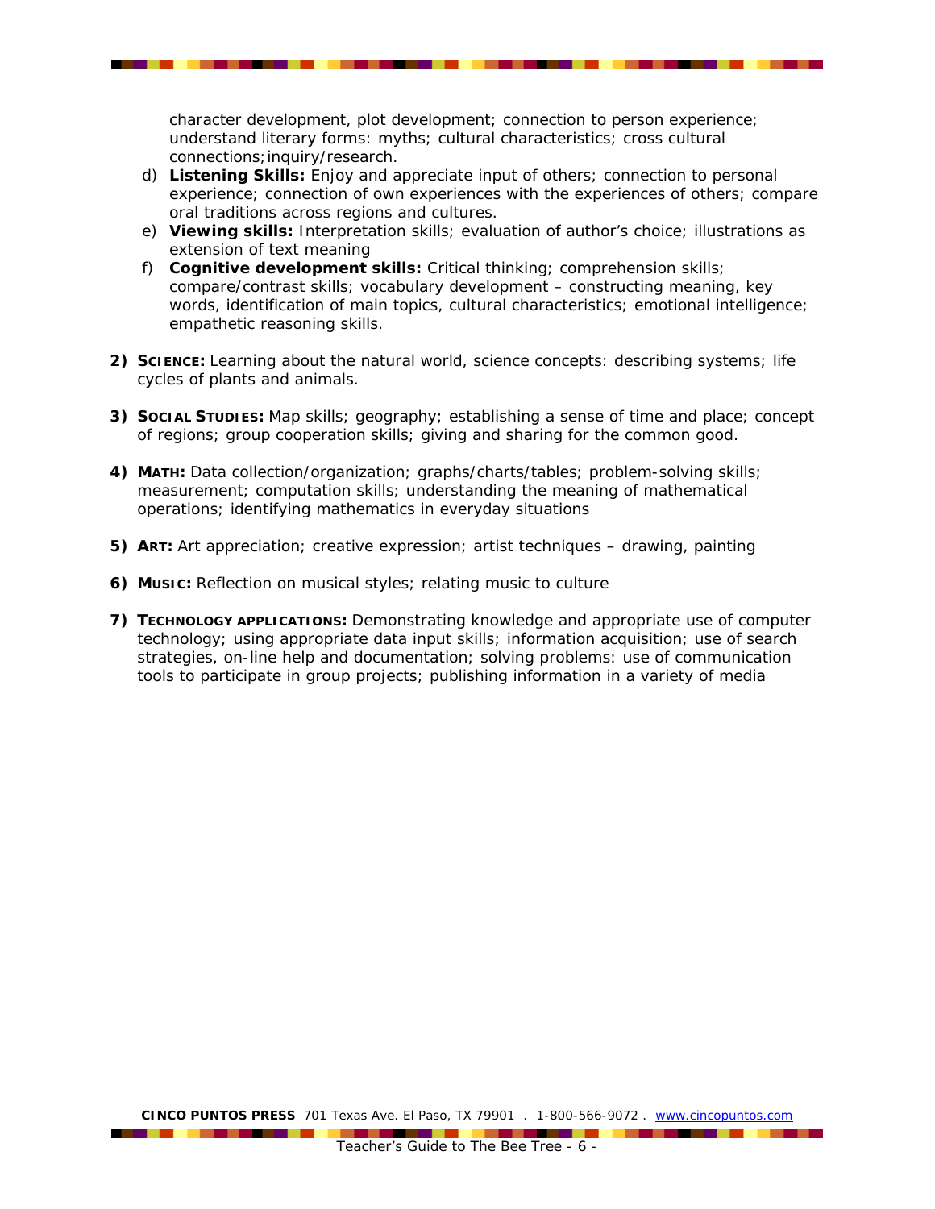character development, plot development; connection to person experience; understand literary forms: myths; cultural characteristics; cross cultural connections; inquiry/research.

d) **Listening Skills:** Enjoy and appreciate input of others; connection to personal experience; connection of own experiences with the experiences of others; compare oral traditions across regions and cultures.

e) **Viewing skills:** Interpretation skills; evaluation of author's choice; illustrations as extension of text meaning

f) **Cognitive development skills:** Critical thinking; comprehension skills; compare/contrast skills; vocabulary development – constructing meaning, key words, identification of main topics, cultural characteristics; emotional intelligence; empathetic reasoning skills.

**2) SCIENCE:** Learning about the natural world, science concepts: describing systems; life cycles of plants and animals.

**3) SOCIAL STUDIES:** Map skills; geography; establishing a sense of time and place; concept of regions; group cooperation skills; giving and sharing for the common good.

**4) MATH:** Data collection/organization; graphs/charts/tables; problem-solving skills; measurement; computation skills; understanding the meaning of mathematical operations; identifying mathematics in everyday situations

**5) ART:** Art appreciation; creative expression; artist techniques – drawing, painting

**6) MUSIC:** Reflection on musical styles; relating music to culture

**7) TECHNOLOGY APPLICATIONS:** Demonstrating knowledge and appropriate use of computer technology; using appropriate data input skills; information acquisition; use of search strategies, on-line help and documentation; solving problems: use of communication tools to participate in group projects; publishing information in a variety of media

**CINCO PUNTOS PRESS** 701 Texas Ave. El Paso, TX 79901 . 1-800-566-9072 . www.cincopuntos.com